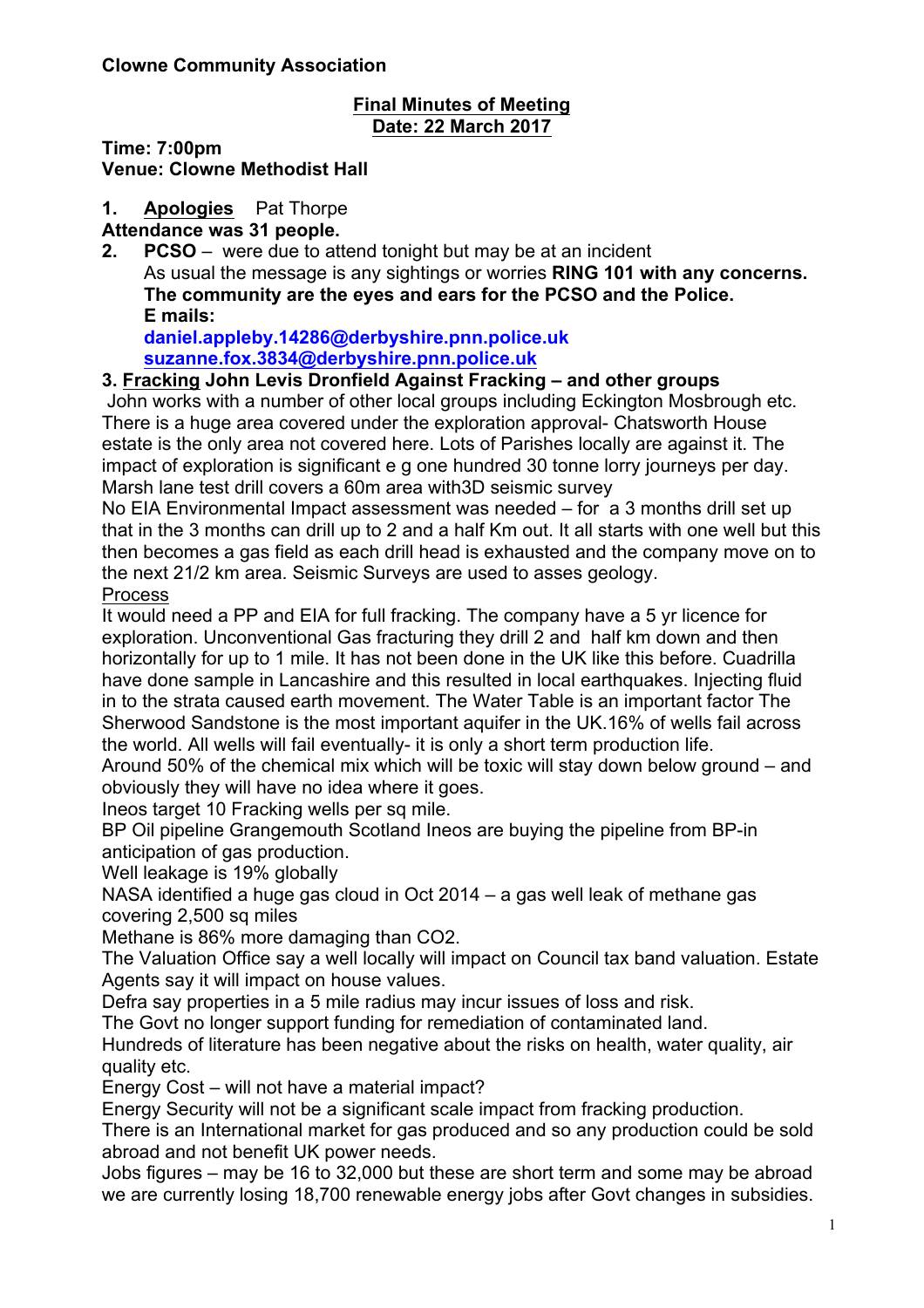**Clowne Community Association**

**Final Minutes of Meeting**
**Date: 22 March 2017**

**Time: 7:00pm**
**Venue: Clowne Methodist Hall**

1. **Apologies** Pat Thorpe

**Attendance was 31 people.**

2. **PCSO** – were due to attend tonight but may be at an incident
   As usual the message is any sightings or worries **RING 101 with any concerns. The community are the eyes and ears for the PCSO and the Police.**
   **E mails:**
   **daniel.appleby.14286@derbyshire.pnn.police.uk**
   **suzanne.fox.3834@derbyshire.pnn.police.uk**

**3. Fracking John Levis Dronfield Against Fracking – and other groups**

John works with a number of other local groups including Eckington Mosbrough etc. There is a huge area covered under the exploration approval- Chatsworth House estate is the only area not covered here. Lots of Parishes locally are against it. The impact of exploration is significant e g one hundred 30 tonne lorry journeys per day. Marsh lane test drill covers a 60m area with3D seismic survey

No EIA Environmental Impact assessment was needed – for a 3 months drill set up that in the 3 months can drill up to 2 and a half Km out. It all starts with one well but this then becomes a gas field as each drill head is exhausted and the company move on to the next 21/2 km area. Seismic Surveys are used to asses geology.

Process

It would need a PP and EIA for full fracking. The company have a 5 yr licence for exploration. Unconventional Gas fracturing they drill 2 and half km down and then horizontally for up to 1 mile. It has not been done in the UK like this before. Cuadrilla have done sample in Lancashire and this resulted in local earthquakes. Injecting fluid in to the strata caused earth movement. The Water Table is an important factor The Sherwood Sandstone is the most important aquifer in the UK.16% of wells fail across the world. All wells will fail eventually- it is only a short term production life.

Around 50% of the chemical mix which will be toxic will stay down below ground – and obviously they will have no idea where it goes.

Ineos target 10 Fracking wells per sq mile.

BP Oil pipeline Grangemouth Scotland Ineos are buying the pipeline from BP-in anticipation of gas production.

Well leakage is 19% globally

NASA identified a huge gas cloud in Oct 2014 – a gas well leak of methane gas covering 2,500 sq miles

Methane is 86% more damaging than CO2.

The Valuation Office say a well locally will impact on Council tax band valuation. Estate Agents say it will impact on house values.

Defra say properties in a 5 mile radius may incur issues of loss and risk.

The Govt no longer support funding for remediation of contaminated land.

Hundreds of literature has been negative about the risks on health, water quality, air quality etc.

Energy Cost – will not have a material impact?

Energy Security will not be a significant scale impact from fracking production.

There is an International market for gas produced and so any production could be sold abroad and not benefit UK power needs.

Jobs figures – may be 16 to 32,000 but these are short term and some may be abroad we are currently losing 18,700 renewable energy jobs after Govt changes in subsidies.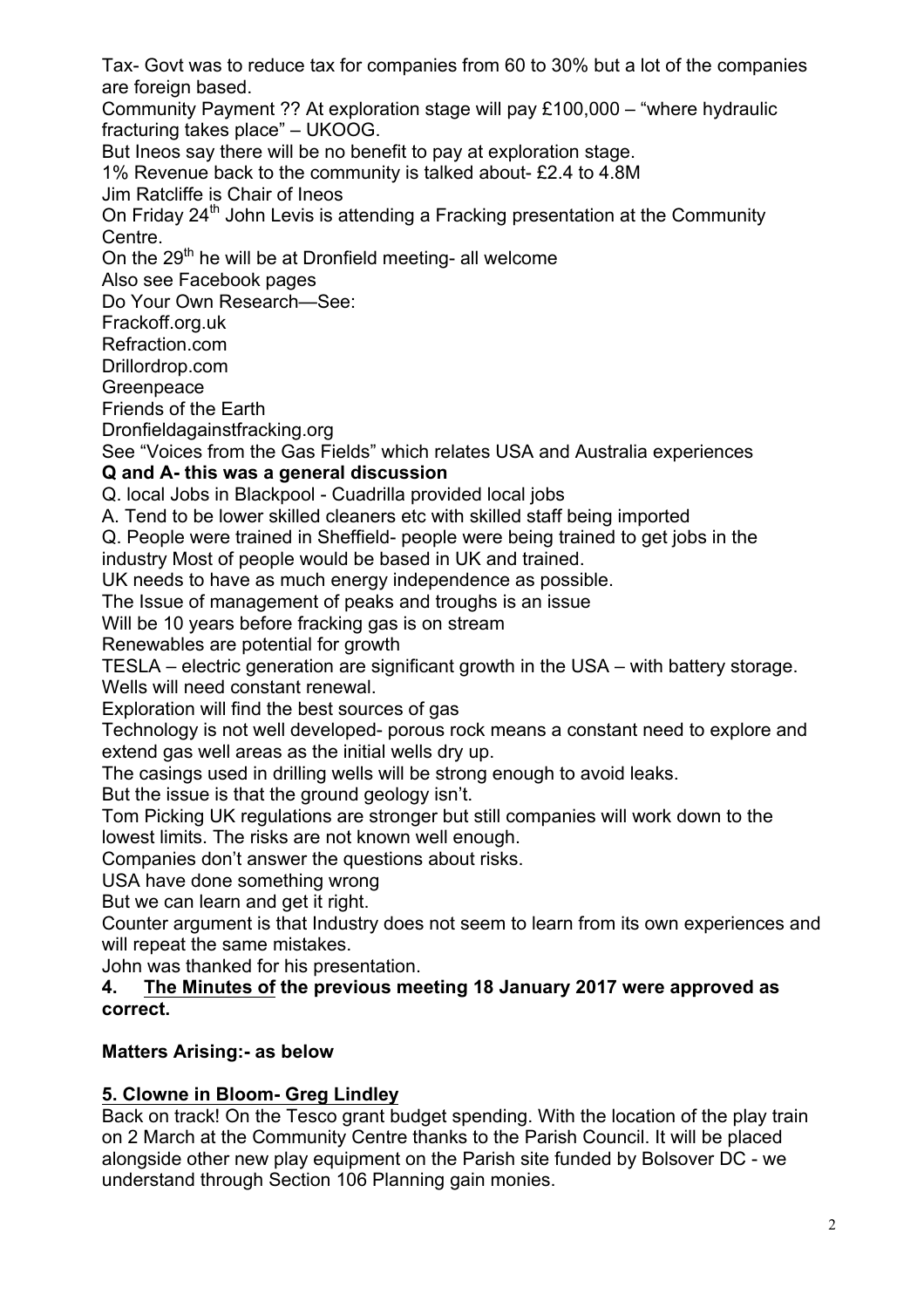Tax- Govt was to reduce tax for companies from 60 to 30% but a lot of the companies are foreign based.

Community Payment ?? At exploration stage will pay £100,000 – "where hydraulic fracturing takes place" – UKOOG.

But Ineos say there will be no benefit to pay at exploration stage.

1% Revenue back to the community is talked about- £2.4 to 4.8M

Jim Ratcliffe is Chair of Ineos

On Friday 24th John Levis is attending a Fracking presentation at the Community Centre.

On the 29th he will be at Dronfield meeting- all welcome

Also see Facebook pages

Do Your Own Research—See:

Frackoff.org.uk

Refraction.com

Drillordrop.com

Greenpeace

Friends of the Earth

Dronfieldagainstfracking.org

See "Voices from the Gas Fields" which relates USA and Australia experiences

**Q and A- this was a general discussion**

Q. local Jobs in Blackpool - Cuadrilla provided local jobs

A. Tend to be lower skilled cleaners etc with skilled staff being imported

Q. People were trained in Sheffield- people were being trained to get jobs in the industry Most of people would be based in UK and trained.

UK needs to have as much energy independence as possible.

The Issue of management of peaks and troughs is an issue

Will be 10 years before fracking gas is on stream

Renewables are potential for growth

TESLA – electric generation are significant growth in the USA – with battery storage.

Wells will need constant renewal.

Exploration will find the best sources of gas

Technology is not well developed- porous rock means a constant need to explore and extend gas well areas as the initial wells dry up.

The casings used in drilling wells will be strong enough to avoid leaks.

But the issue is that the ground geology isn't.

Tom Picking UK regulations are stronger but still companies will work down to the lowest limits. The risks are not known well enough.

Companies don't answer the questions about risks.

USA have done something wrong

But we can learn and get it right.

Counter argument is that Industry does not seem to learn from its own experiences and will repeat the same mistakes.

John was thanked for his presentation.

**4. <u>The Minutes of</u> the previous meeting 18 January 2017 were approved as correct.**

**Matters Arising:- as below**

**<u>5. Clowne in Bloom- Greg Lindley</u>**

Back on track! On the Tesco grant budget spending. With the location of the play train on 2 March at the Community Centre thanks to the Parish Council. It will be placed alongside other new play equipment on the Parish site funded by Bolsover DC - we understand through Section 106 Planning gain monies.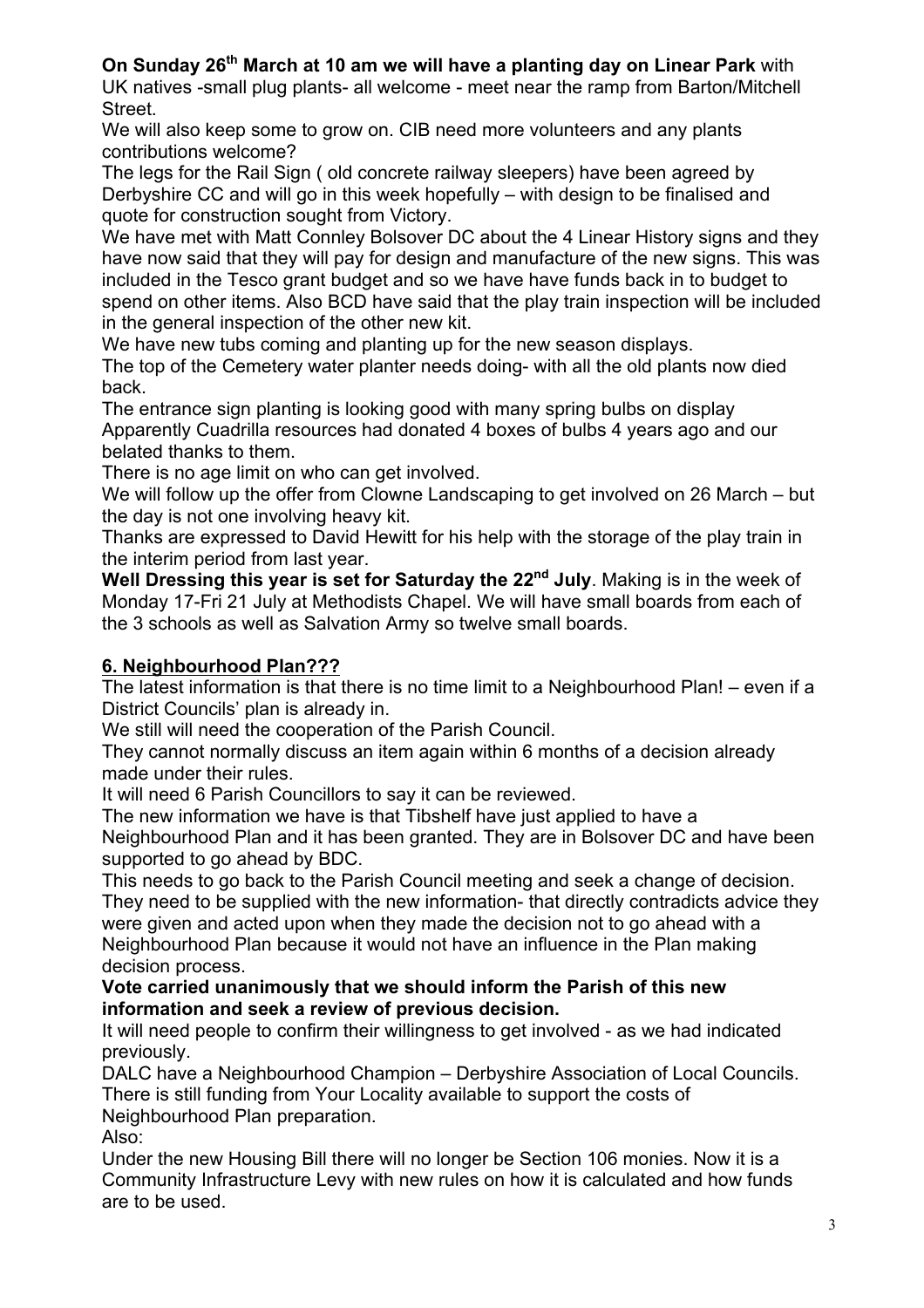**On Sunday 26th March at 10 am we will have a planting day on Linear Park** with UK natives -small plug plants- all welcome - meet near the ramp from Barton/Mitchell Street.

We will also keep some to grow on. CIB need more volunteers and any plants contributions welcome?

The legs for the Rail Sign ( old concrete railway sleepers) have been agreed by Derbyshire CC and will go in this week hopefully – with design to be finalised and quote for construction sought from Victory.

We have met with Matt Connley Bolsover DC about the 4 Linear History signs and they have now said that they will pay for design and manufacture of the new signs. This was included in the Tesco grant budget and so we have have funds back in to budget to spend on other items. Also BCD have said that the play train inspection will be included in the general inspection of the other new kit.

We have new tubs coming and planting up for the new season displays.

The top of the Cemetery water planter needs doing- with all the old plants now died back.

The entrance sign planting is looking good with many spring bulbs on display Apparently Cuadrilla resources had donated 4 boxes of bulbs 4 years ago and our belated thanks to them.

There is no age limit on who can get involved.

We will follow up the offer from Clowne Landscaping to get involved on 26 March – but the day is not one involving heavy kit.

Thanks are expressed to David Hewitt for his help with the storage of the play train in the interim period from last year.

**Well Dressing this year is set for Saturday the 22nd July**. Making is in the week of Monday 17-Fri 21 July at Methodists Chapel. We will have small boards from each of the 3 schools as well as Salvation Army so twelve small boards.

## 6. Neighbourhood Plan???

The latest information is that there is no time limit to a Neighbourhood Plan! – even if a District Councils' plan is already in.

We still will need the cooperation of the Parish Council.

They cannot normally discuss an item again within 6 months of a decision already made under their rules.

It will need 6 Parish Councillors to say it can be reviewed.

The new information we have is that Tibshelf have just applied to have a Neighbourhood Plan and it has been granted. They are in Bolsover DC and have been supported to go ahead by BDC.

This needs to go back to the Parish Council meeting and seek a change of decision. They need to be supplied with the new information- that directly contradicts advice they were given and acted upon when they made the decision not to go ahead with a Neighbourhood Plan because it would not have an influence in the Plan making decision process.

**Vote carried unanimously that we should inform the Parish of this new information and seek a review of previous decision.**

It will need people to confirm their willingness to get involved - as we had indicated previously.

DALC have a Neighbourhood Champion – Derbyshire Association of Local Councils. There is still funding from Your Locality available to support the costs of Neighbourhood Plan preparation.

Also:

Under the new Housing Bill there will no longer be Section 106 monies. Now it is a Community Infrastructure Levy with new rules on how it is calculated and how funds are to be used.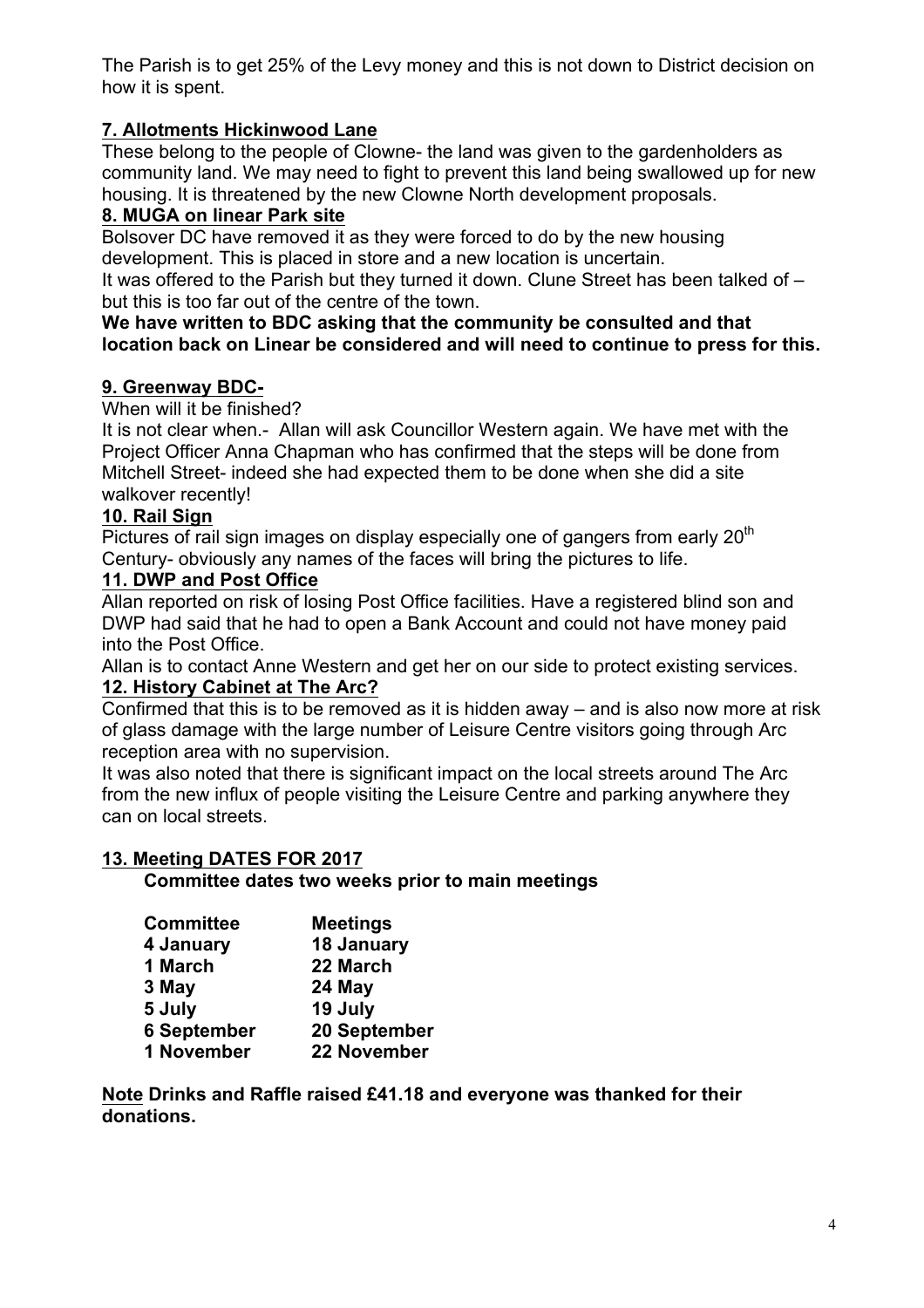The Parish is to get 25% of the Levy money and this is not down to District decision on how it is spent.

## 7. Allotments Hickinwood Lane

These belong to the people of Clowne- the land was given to the gardenholders as community land. We may need to fight to prevent this land being swallowed up for new housing. It is threatened by the new Clowne North development proposals.

## 8. MUGA on linear Park site

Bolsover DC have removed it as they were forced to do by the new housing development. This is placed in store and a new location is uncertain.

It was offered to the Parish but they turned it down. Clune Street has been talked of – but this is too far out of the centre of the town.

**We have written to BDC asking that the community be consulted and that location back on Linear be considered and will need to continue to press for this.**

## 9. Greenway BDC-

When will it be finished?

It is not clear when.- Allan will ask Councillor Western again. We have met with the Project Officer Anna Chapman who has confirmed that the steps will be done from Mitchell Street- indeed she had expected them to be done when she did a site walkover recently!

## 10. Rail Sign

Pictures of rail sign images on display especially one of gangers from early 20th Century- obviously any names of the faces will bring the pictures to life.

## 11. DWP and Post Office

Allan reported on risk of losing Post Office facilities. Have a registered blind son and DWP had said that he had to open a Bank Account and could not have money paid into the Post Office.

Allan is to contact Anne Western and get her on our side to protect existing services.

## 12. History Cabinet at The Arc?

Confirmed that this is to be removed as it is hidden away – and is also now more at risk of glass damage with the large number of Leisure Centre visitors going through Arc reception area with no supervision.

It was also noted that there is significant impact on the local streets around The Arc from the new influx of people visiting the Leisure Centre and parking anywhere they can on local streets.

## 13. Meeting DATES FOR 2017

**Committee dates two weeks prior to main meetings**

| Committee | Meetings |
|---|---|
| 4 January | 18 January |
| 1 March | 22 March |
| 3 May | 24 May |
| 5 July | 19 July |
| 6 September | 20 September |
| 1 November | 22 November |

**Note Drinks and Raffle raised £41.18 and everyone was thanked for their donations.**